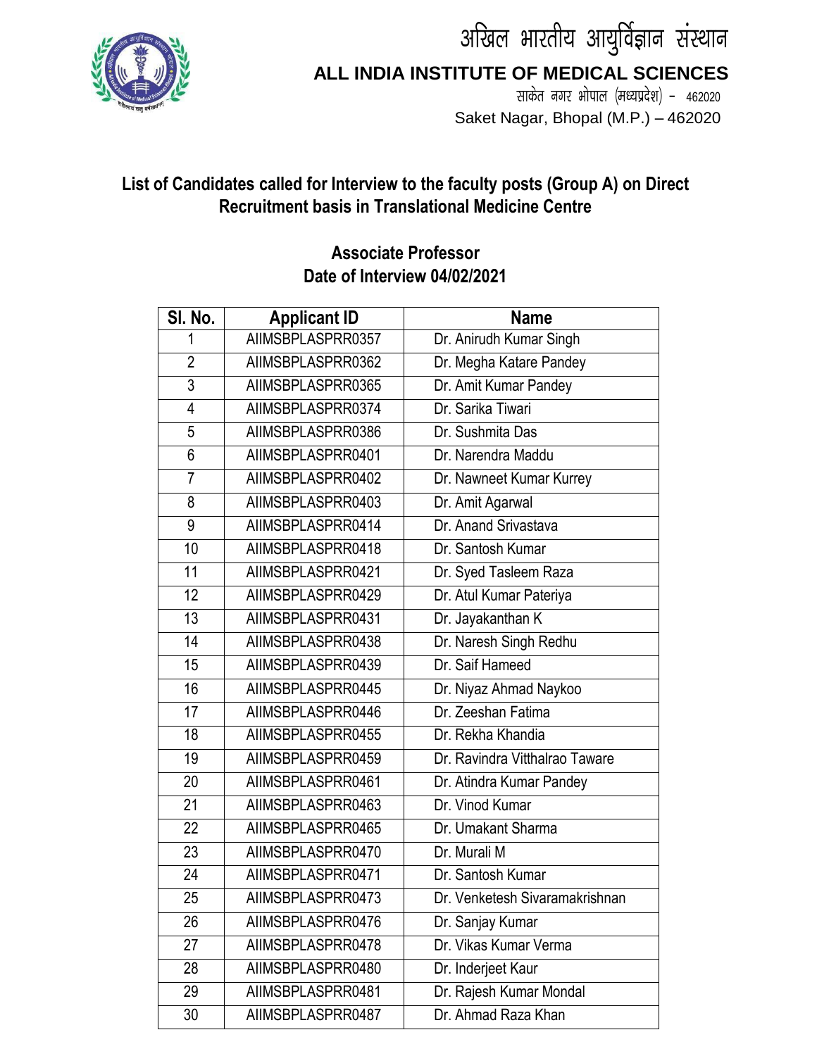# अखिल भारतीय आयुर्विज्ञान संस्थान

## ALL INDIA INSTITUTE OF MEDICAL SCIENCES

साकेत नगर भोपाल (मध्यप्रदेश) - 462020

Saket Nagar, Bhopal (M.P.) – 462020

### List of Candidates called for Interview to the faculty posts (Group A) on Direct Recruitment basis in Translational Medicine Centre

### Associate Professor
### Date of Interview 04/02/2021

| Sl. No. | Applicant ID | Name |
|---|---|---|
| 1 | AIIMSBPLASPRR0357 | Dr. Anirudh Kumar Singh |
| 2 | AIIMSBPLASPRR0362 | Dr. Megha Katare Pandey |
| 3 | AIIMSBPLASPRR0365 | Dr. Amit Kumar Pandey |
| 4 | AIIMSBPLASPRR0374 | Dr. Sarika Tiwari |
| 5 | AIIMSBPLASPRR0386 | Dr. Sushmita Das |
| 6 | AIIMSBPLASPRR0401 | Dr. Narendra Maddu |
| 7 | AIIMSBPLASPRR0402 | Dr. Nawneet Kumar Kurrey |
| 8 | AIIMSBPLASPRR0403 | Dr. Amit Agarwal |
| 9 | AIIMSBPLASPRR0414 | Dr. Anand Srivastava |
| 10 | AIIMSBPLASPRR0418 | Dr. Santosh Kumar |
| 11 | AIIMSBPLASPRR0421 | Dr. Syed Tasleem Raza |
| 12 | AIIMSBPLASPRR0429 | Dr. Atul Kumar Pateriya |
| 13 | AIIMSBPLASPRR0431 | Dr. Jayakanthan K |
| 14 | AIIMSBPLASPRR0438 | Dr. Naresh Singh Redhu |
| 15 | AIIMSBPLASPRR0439 | Dr. Saif Hameed |
| 16 | AIIMSBPLASPRR0445 | Dr. Niyaz Ahmad Naykoo |
| 17 | AIIMSBPLASPRR0446 | Dr. Zeeshan Fatima |
| 18 | AIIMSBPLASPRR0455 | Dr. Rekha Khandia |
| 19 | AIIMSBPLASPRR0459 | Dr. Ravindra Vitthalrao Taware |
| 20 | AIIMSBPLASPRR0461 | Dr. Atindra Kumar Pandey |
| 21 | AIIMSBPLASPRR0463 | Dr. Vinod Kumar |
| 22 | AIIMSBPLASPRR0465 | Dr. Umakant Sharma |
| 23 | AIIMSBPLASPRR0470 | Dr. Murali M |
| 24 | AIIMSBPLASPRR0471 | Dr. Santosh Kumar |
| 25 | AIIMSBPLASPRR0473 | Dr. Venketesh Sivaramakrishnan |
| 26 | AIIMSBPLASPRR0476 | Dr. Sanjay Kumar |
| 27 | AIIMSBPLASPRR0478 | Dr. Vikas Kumar Verma |
| 28 | AIIMSBPLASPRR0480 | Dr. Inderjeet Kaur |
| 29 | AIIMSBPLASPRR0481 | Dr. Rajesh Kumar Mondal |
| 30 | AIIMSBPLASPRR0487 | Dr. Ahmad Raza Khan |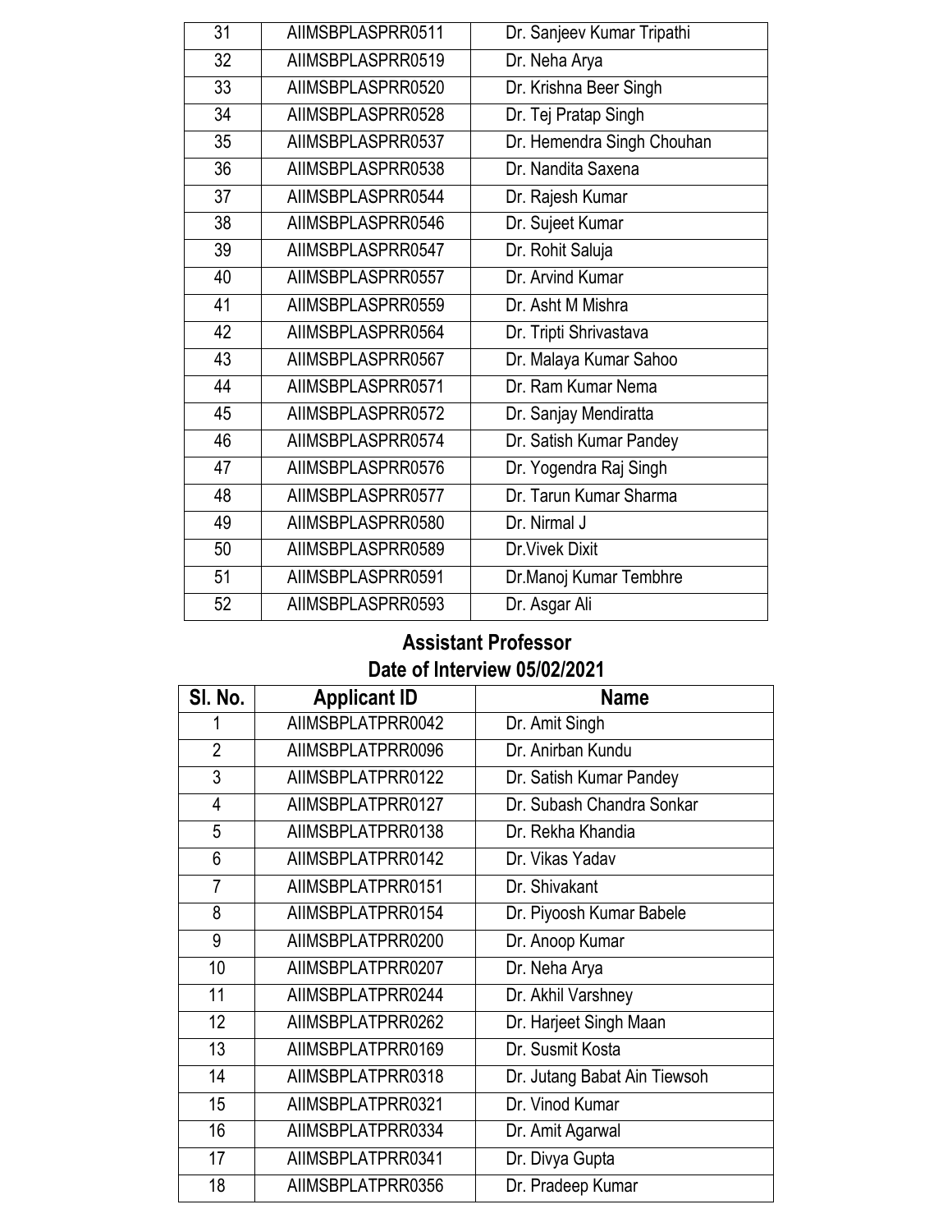| Sl. No. | Applicant ID | Name |
|---|---|---|
| 31 | AIIMSBPLASPRR0511 | Dr. Sanjeev Kumar Tripathi |
| 32 | AIIMSBPLASPRR0519 | Dr. Neha Arya |
| 33 | AIIMSBPLASPRR0520 | Dr. Krishna Beer Singh |
| 34 | AIIMSBPLASPRR0528 | Dr. Tej Pratap Singh |
| 35 | AIIMSBPLASPRR0537 | Dr. Hemendra Singh Chouhan |
| 36 | AIIMSBPLASPRR0538 | Dr. Nandita Saxena |
| 37 | AIIMSBPLASPRR0544 | Dr. Rajesh Kumar |
| 38 | AIIMSBPLASPRR0546 | Dr. Sujeet Kumar |
| 39 | AIIMSBPLASPRR0547 | Dr. Rohit Saluja |
| 40 | AIIMSBPLASPRR0557 | Dr. Arvind Kumar |
| 41 | AIIMSBPLASPRR0559 | Dr. Asht M Mishra |
| 42 | AIIMSBPLASPRR0564 | Dr. Tripti Shrivastava |
| 43 | AIIMSBPLASPRR0567 | Dr. Malaya Kumar Sahoo |
| 44 | AIIMSBPLASPRR0571 | Dr. Ram Kumar Nema |
| 45 | AIIMSBPLASPRR0572 | Dr. Sanjay Mendiratta |
| 46 | AIIMSBPLASPRR0574 | Dr. Satish Kumar Pandey |
| 47 | AIIMSBPLASPRR0576 | Dr. Yogendra Raj Singh |
| 48 | AIIMSBPLASPRR0577 | Dr. Tarun Kumar Sharma |
| 49 | AIIMSBPLASPRR0580 | Dr. Nirmal J |
| 50 | AIIMSBPLASPRR0589 | Dr.Vivek Dixit |
| 51 | AIIMSBPLASPRR0591 | Dr.Manoj Kumar Tembhre |
| 52 | AIIMSBPLASPRR0593 | Dr. Asgar Ali |

## Assistant Professor

## Date of Interview 05/02/2021

| Sl. No. | Applicant ID | Name |
|---|---|---|
| 1 | AIIMSBPLATPRR0042 | Dr. Amit Singh |
| 2 | AIIMSBPLATPRR0096 | Dr. Anirban Kundu |
| 3 | AIIMSBPLATPRR0122 | Dr. Satish Kumar Pandey |
| 4 | AIIMSBPLATPRR0127 | Dr. Subash Chandra Sonkar |
| 5 | AIIMSBPLATPRR0138 | Dr. Rekha Khandia |
| 6 | AIIMSBPLATPRR0142 | Dr. Vikas Yadav |
| 7 | AIIMSBPLATPRR0151 | Dr. Shivakant |
| 8 | AIIMSBPLATPRR0154 | Dr. Piyoosh Kumar Babele |
| 9 | AIIMSBPLATPRR0200 | Dr. Anoop Kumar |
| 10 | AIIMSBPLATPRR0207 | Dr. Neha Arya |
| 11 | AIIMSBPLATPRR0244 | Dr. Akhil Varshney |
| 12 | AIIMSBPLATPRR0262 | Dr. Harjeet Singh Maan |
| 13 | AIIMSBPLATPRR0169 | Dr. Susmit Kosta |
| 14 | AIIMSBPLATPRR0318 | Dr. Jutang Babat Ain Tiewsoh |
| 15 | AIIMSBPLATPRR0321 | Dr. Vinod Kumar |
| 16 | AIIMSBPLATPRR0334 | Dr. Amit Agarwal |
| 17 | AIIMSBPLATPRR0341 | Dr. Divya Gupta |
| 18 | AIIMSBPLATPRR0356 | Dr. Pradeep Kumar |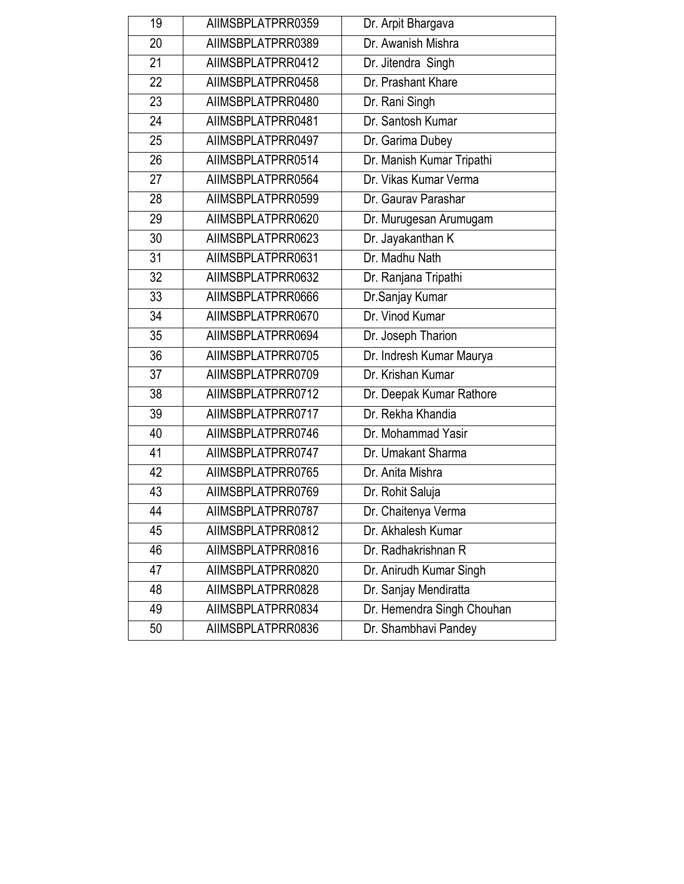| 19 | AIIMSBPLATPRR0359 | Dr. Arpit Bhargava |
|---|---|---|
| 20 | AIIMSBPLATPRR0389 | Dr. Awanish Mishra |
| 21 | AIIMSBPLATPRR0412 | Dr. Jitendra Singh |
| 22 | AIIMSBPLATPRR0458 | Dr. Prashant Khare |
| 23 | AIIMSBPLATPRR0480 | Dr. Rani Singh |
| 24 | AIIMSBPLATPRR0481 | Dr. Santosh Kumar |
| 25 | AIIMSBPLATPRR0497 | Dr. Garima Dubey |
| 26 | AIIMSBPLATPRR0514 | Dr. Manish Kumar Tripathi |
| 27 | AIIMSBPLATPRR0564 | Dr. Vikas Kumar Verma |
| 28 | AIIMSBPLATPRR0599 | Dr. Gaurav Parashar |
| 29 | AIIMSBPLATPRR0620 | Dr. Murugesan Arumugam |
| 30 | AIIMSBPLATPRR0623 | Dr. Jayakanthan K |
| 31 | AIIMSBPLATPRR0631 | Dr. Madhu Nath |
| 32 | AIIMSBPLATPRR0632 | Dr. Ranjana Tripathi |
| 33 | AIIMSBPLATPRR0666 | Dr.Sanjay Kumar |
| 34 | AIIMSBPLATPRR0670 | Dr. Vinod Kumar |
| 35 | AIIMSBPLATPRR0694 | Dr. Joseph Tharion |
| 36 | AIIMSBPLATPRR0705 | Dr. Indresh Kumar Maurya |
| 37 | AIIMSBPLATPRR0709 | Dr. Krishan Kumar |
| 38 | AIIMSBPLATPRR0712 | Dr. Deepak Kumar Rathore |
| 39 | AIIMSBPLATPRR0717 | Dr. Rekha Khandia |
| 40 | AIIMSBPLATPRR0746 | Dr. Mohammad Yasir |
| 41 | AIIMSBPLATPRR0747 | Dr. Umakant Sharma |
| 42 | AIIMSBPLATPRR0765 | Dr. Anita Mishra |
| 43 | AIIMSBPLATPRR0769 | Dr. Rohit Saluja |
| 44 | AIIMSBPLATPRR0787 | Dr. Chaitenya Verma |
| 45 | AIIMSBPLATPRR0812 | Dr. Akhalesh Kumar |
| 46 | AIIMSBPLATPRR0816 | Dr. Radhakrishnan R |
| 47 | AIIMSBPLATPRR0820 | Dr. Anirudh Kumar Singh |
| 48 | AIIMSBPLATPRR0828 | Dr. Sanjay Mendiratta |
| 49 | AIIMSBPLATPRR0834 | Dr. Hemendra Singh Chouhan |
| 50 | AIIMSBPLATPRR0836 | Dr. Shambhavi Pandey |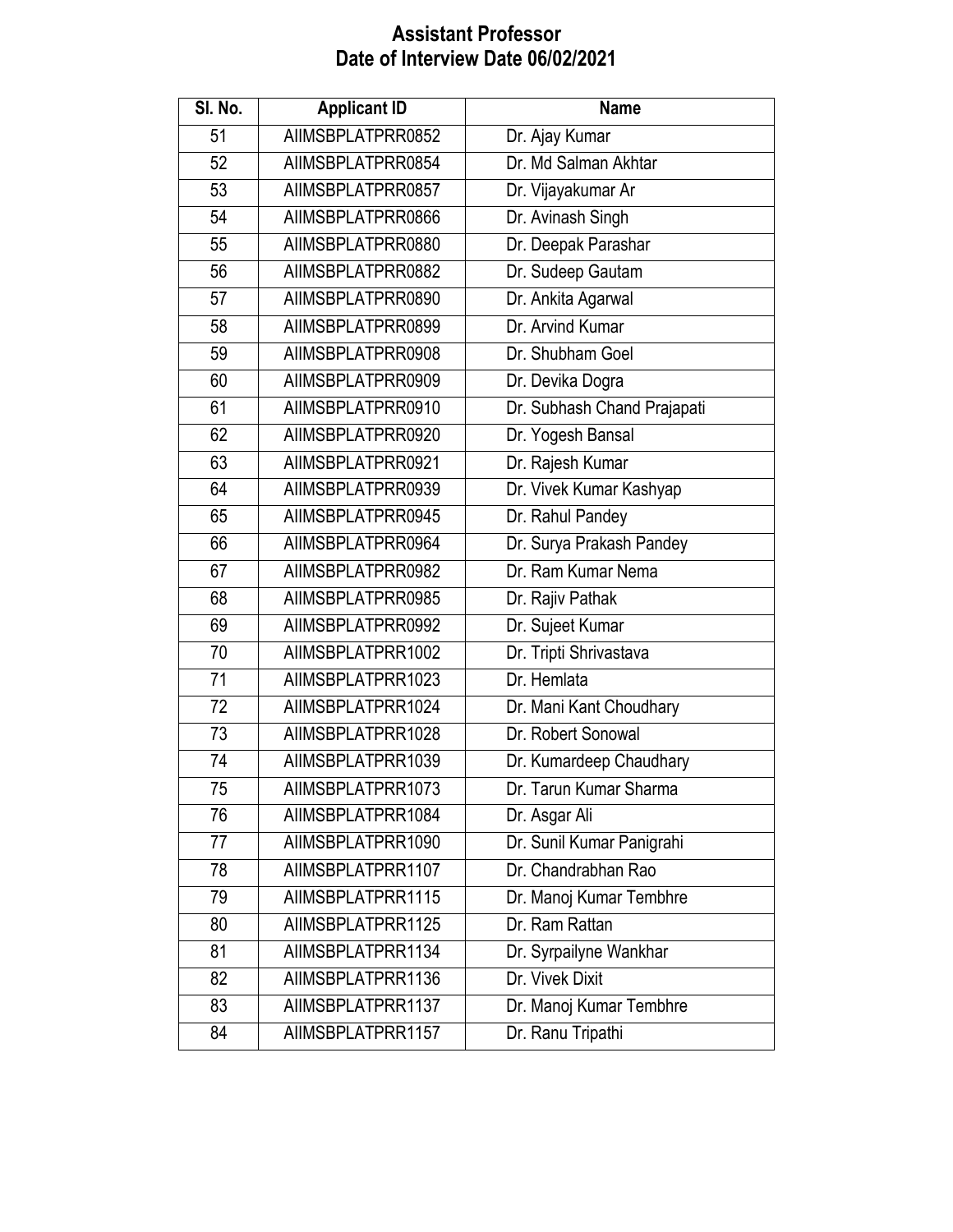# Assistant Professor
# Date of Interview Date 06/02/2021

| Sl. No. | Applicant ID | Name |
|---|---|---|
| 51 | AIIMSBPLATPRR0852 | Dr. Ajay Kumar |
| 52 | AIIMSBPLATPRR0854 | Dr. Md Salman Akhtar |
| 53 | AIIMSBPLATPRR0857 | Dr. Vijayakumar Ar |
| 54 | AIIMSBPLATPRR0866 | Dr. Avinash Singh |
| 55 | AIIMSBPLATPRR0880 | Dr. Deepak Parashar |
| 56 | AIIMSBPLATPRR0882 | Dr. Sudeep Gautam |
| 57 | AIIMSBPLATPRR0890 | Dr. Ankita Agarwal |
| 58 | AIIMSBPLATPRR0899 | Dr. Arvind Kumar |
| 59 | AIIMSBPLATPRR0908 | Dr. Shubham Goel |
| 60 | AIIMSBPLATPRR0909 | Dr. Devika Dogra |
| 61 | AIIMSBPLATPRR0910 | Dr. Subhash Chand Prajapati |
| 62 | AIIMSBPLATPRR0920 | Dr. Yogesh Bansal |
| 63 | AIIMSBPLATPRR0921 | Dr. Rajesh Kumar |
| 64 | AIIMSBPLATPRR0939 | Dr. Vivek Kumar Kashyap |
| 65 | AIIMSBPLATPRR0945 | Dr. Rahul Pandey |
| 66 | AIIMSBPLATPRR0964 | Dr. Surya Prakash Pandey |
| 67 | AIIMSBPLATPRR0982 | Dr. Ram Kumar Nema |
| 68 | AIIMSBPLATPRR0985 | Dr. Rajiv Pathak |
| 69 | AIIMSBPLATPRR0992 | Dr. Sujeet Kumar |
| 70 | AIIMSBPLATPRR1002 | Dr. Tripti Shrivastava |
| 71 | AIIMSBPLATPRR1023 | Dr. Hemlata |
| 72 | AIIMSBPLATPRR1024 | Dr. Mani Kant Choudhary |
| 73 | AIIMSBPLATPRR1028 | Dr. Robert Sonowal |
| 74 | AIIMSBPLATPRR1039 | Dr. Kumardeep Chaudhary |
| 75 | AIIMSBPLATPRR1073 | Dr. Tarun Kumar Sharma |
| 76 | AIIMSBPLATPRR1084 | Dr. Asgar Ali |
| 77 | AIIMSBPLATPRR1090 | Dr. Sunil Kumar Panigrahi |
| 78 | AIIMSBPLATPRR1107 | Dr. Chandrabhan Rao |
| 79 | AIIMSBPLATPRR1115 | Dr. Manoj Kumar Tembhre |
| 80 | AIIMSBPLATPRR1125 | Dr. Ram Rattan |
| 81 | AIIMSBPLATPRR1134 | Dr. Syrpailyne Wankhar |
| 82 | AIIMSBPLATPRR1136 | Dr. Vivek Dixit |
| 83 | AIIMSBPLATPRR1137 | Dr. Manoj Kumar Tembhre |
| 84 | AIIMSBPLATPRR1157 | Dr. Ranu Tripathi |